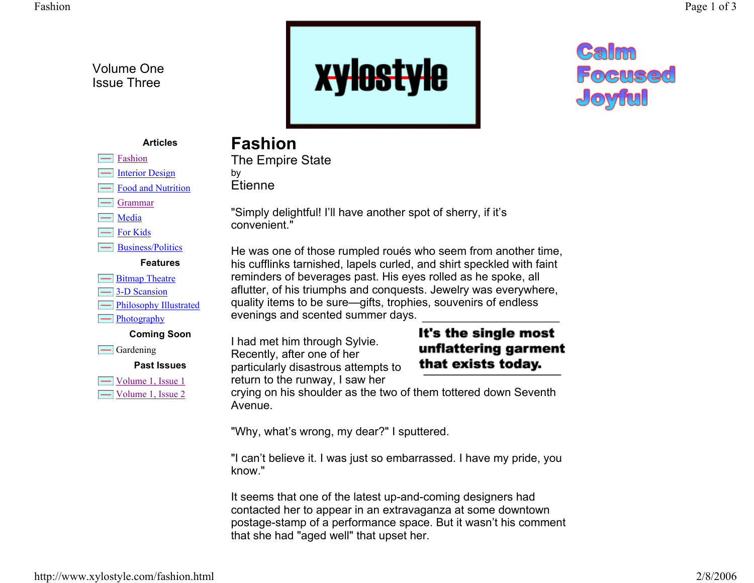Volume One
Issue Three

xylostyle

Calm
Focused
Joyful

**Articles**

- Fashion
- Interior Design
- Food and Nutrition
- Grammar
- Media
- For Kids
- Business/Politics

**Features**

- Bitmap Theatre
- 3-D Scansion
- Philosophy Illustrated
- Photography

**Coming Soon**

- Gardening

**Past Issues**

- Volume 1, Issue 1
- Volume 1, Issue 2

# Fashion

The Empire State

by

Etienne

"Simply delightful! I'll have another spot of sherry, if it's convenient."

He was one of those rumpled roués who seem from another time, his cufflinks tarnished, lapels curled, and shirt speckled with faint reminders of beverages past. His eyes rolled as he spoke, all aflutter, of his triumphs and conquests. Jewelry was everywhere, quality items to be sure—gifts, trophies, souvenirs of endless evenings and scented summer days.

**It's the single most unflattering garment that exists today.**

I had met him through Sylvie. Recently, after one of her particularly disastrous attempts to return to the runway, I saw her crying on his shoulder as the two of them tottered down Seventh Avenue.

"Why, what's wrong, my dear?" I sputtered.

"I can't believe it. I was just so embarrassed. I have my pride, you know."

It seems that one of the latest up-and-coming designers had contacted her to appear in an extravaganza at some downtown postage-stamp of a performance space. But it wasn't his comment that she had "aged well" that upset her.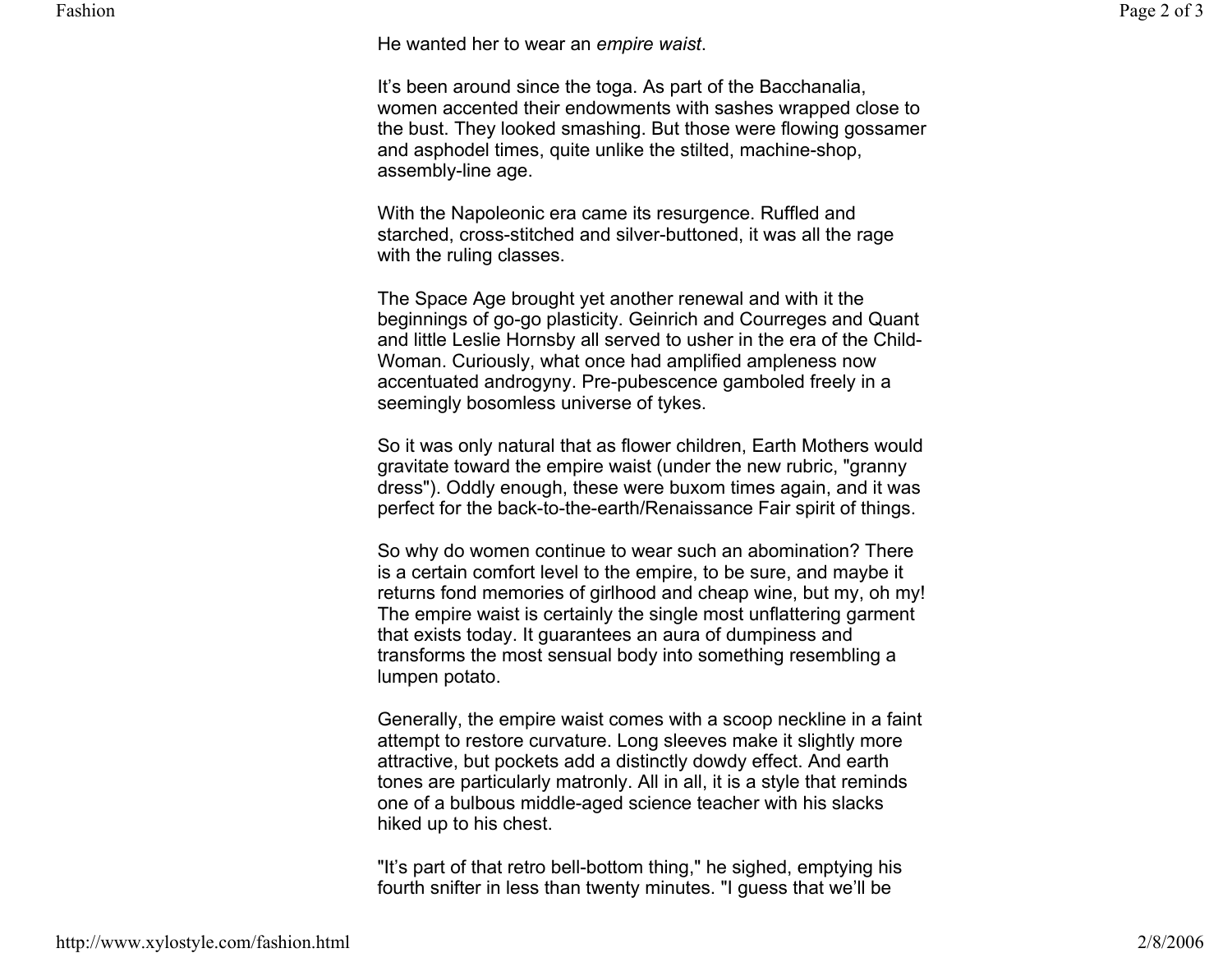He wanted her to wear an *empire waist*.

It's been around since the toga. As part of the Bacchanalia, women accented their endowments with sashes wrapped close to the bust. They looked smashing. But those were flowing gossamer and asphodel times, quite unlike the stilted, machine-shop, assembly-line age.

With the Napoleonic era came its resurgence. Ruffled and starched, cross-stitched and silver-buttoned, it was all the rage with the ruling classes.

The Space Age brought yet another renewal and with it the beginnings of go-go plasticity. Geinrich and Courreges and Quant and little Leslie Hornsby all served to usher in the era of the Child-Woman. Curiously, what once had amplified ampleness now accentuated androgyny. Pre-pubescence gamboled freely in a seemingly bosomless universe of tykes.

So it was only natural that as flower children, Earth Mothers would gravitate toward the empire waist (under the new rubric, "granny dress"). Oddly enough, these were buxom times again, and it was perfect for the back-to-the-earth/Renaissance Fair spirit of things.

So why do women continue to wear such an abomination? There is a certain comfort level to the empire, to be sure, and maybe it returns fond memories of girlhood and cheap wine, but my, oh my! The empire waist is certainly the single most unflattering garment that exists today. It guarantees an aura of dumpiness and transforms the most sensual body into something resembling a lumpen potato.

Generally, the empire waist comes with a scoop neckline in a faint attempt to restore curvature. Long sleeves make it slightly more attractive, but pockets add a distinctly dowdy effect. And earth tones are particularly matronly. All in all, it is a style that reminds one of a bulbous middle-aged science teacher with his slacks hiked up to his chest.

"It's part of that retro bell-bottom thing," he sighed, emptying his fourth snifter in less than twenty minutes. "I guess that we'll be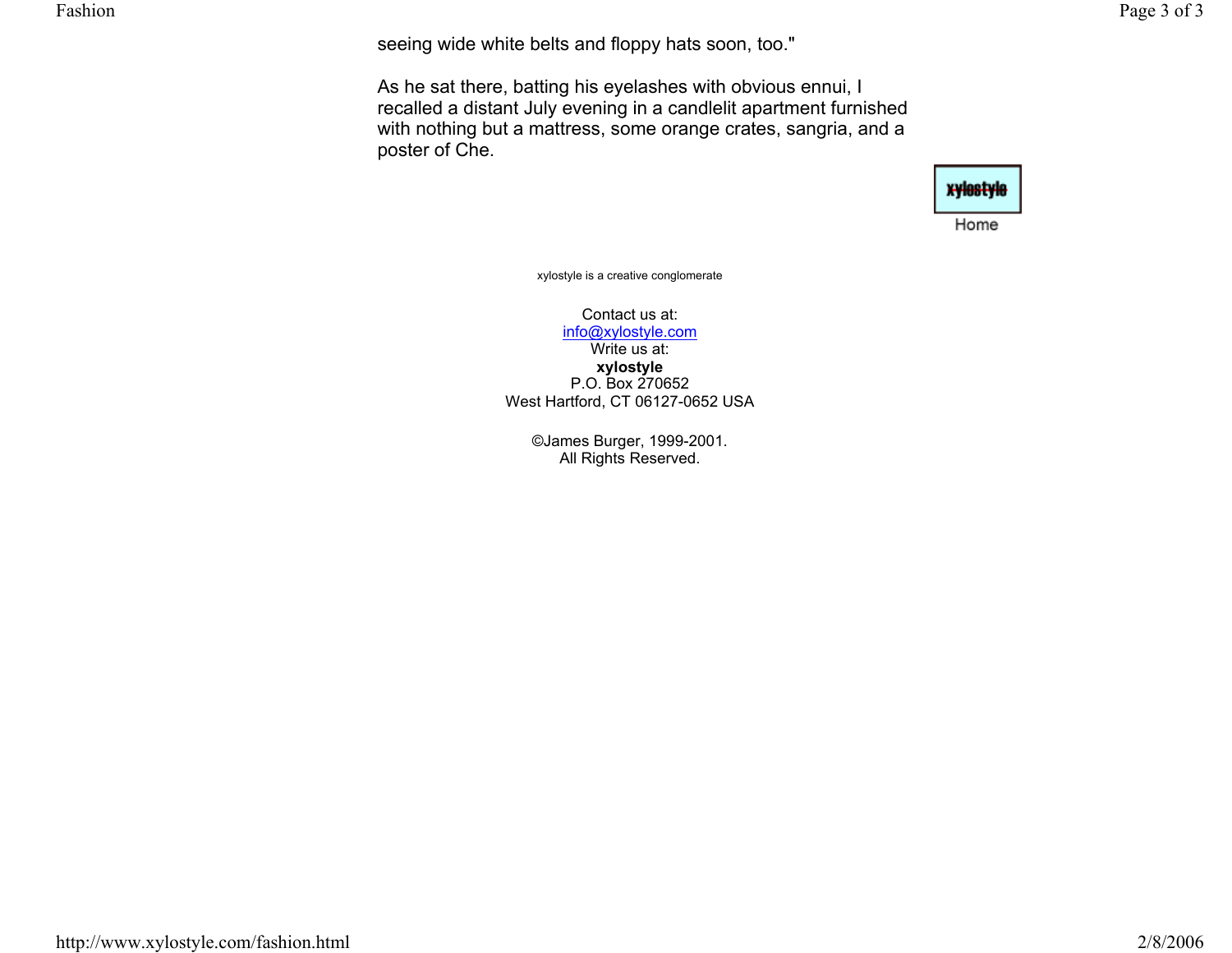seeing wide white belts and floppy hats soon, too."

As he sat there, batting his eyelashes with obvious ennui, I recalled a distant July evening in a candlelit apartment furnished with nothing but a mattress, some orange crates, sangria, and a poster of Che.

xylostyle

Home

xylostyle is a creative conglomerate

Contact us at:
info@xylostyle.com
Write us at:
**xylostyle**
P.O. Box 270652
West Hartford, CT 06127-0652 USA

©James Burger, 1999-2001.
All Rights Reserved.